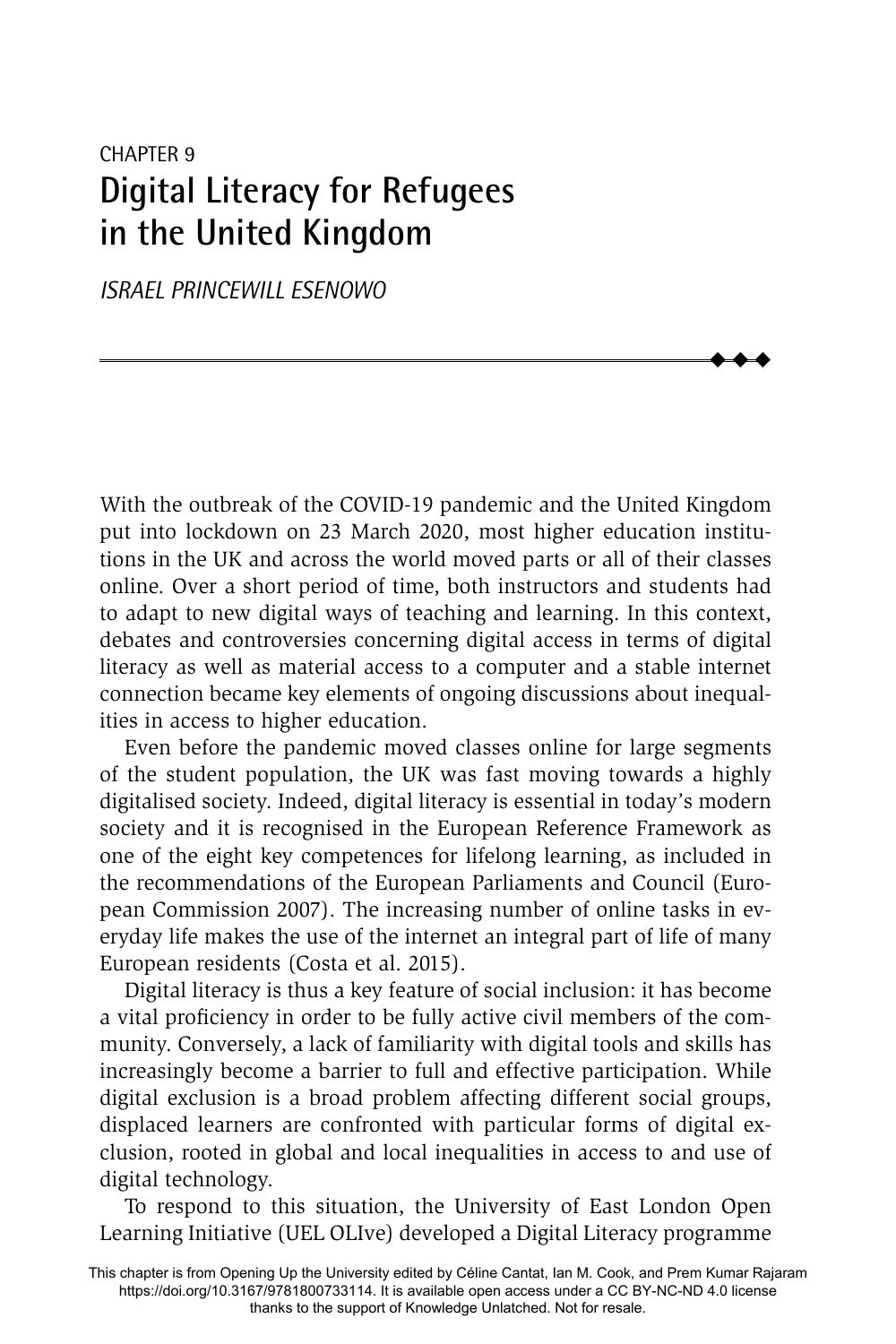CHAPTER 9

# Digital Literacy for Refugees in the United Kingdom

*ISRAEL PRINCEWILL ESENOWO*

With the outbreak of the COVID-19 pandemic and the United Kingdom put into lockdown on 23 March 2020, most higher education institutions in the UK and across the world moved parts or all of their classes online. Over a short period of time, both instructors and students had to adapt to new digital ways of teaching and learning. In this context, debates and controversies concerning digital access in terms of digital literacy as well as material access to a computer and a stable internet connection became key elements of ongoing discussions about inequalities in access to higher education.

Even before the pandemic moved classes online for large segments of the student population, the UK was fast moving towards a highly digitalised society. Indeed, digital literacy is essential in today's modern society and it is recognised in the European Reference Framework as one of the eight key competences for lifelong learning, as included in the recommendations of the European Parliaments and Council (European Commission 2007). The increasing number of online tasks in everyday life makes the use of the internet an integral part of life of many European residents (Costa et al. 2015).

Digital literacy is thus a key feature of social inclusion: it has become a vital proficiency in order to be fully active civil members of the community. Conversely, a lack of familiarity with digital tools and skills has increasingly become a barrier to full and effective participation. While digital exclusion is a broad problem affecting different social groups, displaced learners are confronted with particular forms of digital exclusion, rooted in global and local inequalities in access to and use of digital technology.

To respond to this situation, the University of East London Open Learning Initiative (UEL OLIve) developed a Digital Literacy programme

This chapter is from Opening Up the University edited by Céline Cantat, Ian M. Cook, and Prem Kumar Rajaram https://doi.org/10.3167/9781800733114. It is available open access under a CC BY-NC-ND 4.0 license thanks to the support of Knowledge Unlatched. Not for resale.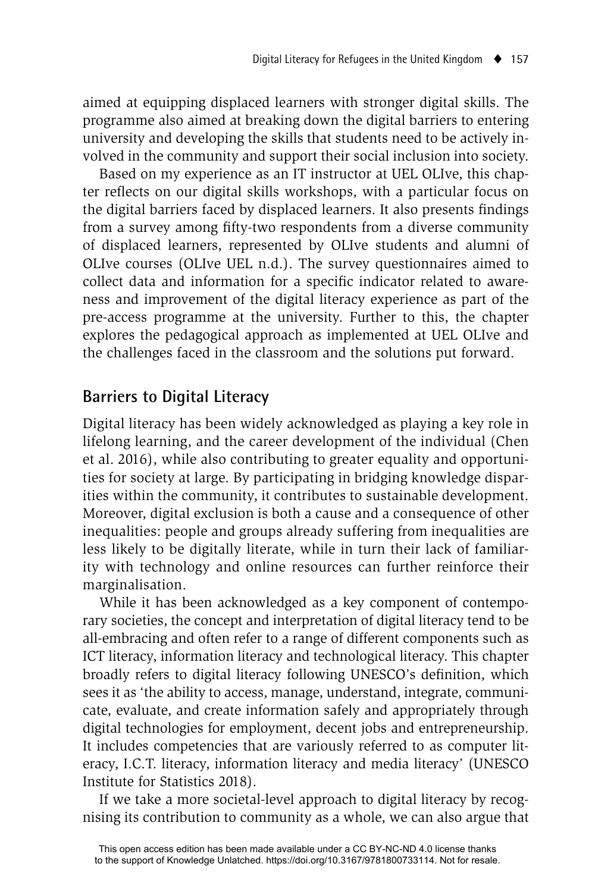aimed at equipping displaced learners with stronger digital skills. The programme also aimed at breaking down the digital barriers to entering university and developing the skills that students need to be actively involved in the community and support their social inclusion into society.

Based on my experience as an IT instructor at UEL OLIve, this chapter reflects on our digital skills workshops, with a particular focus on the digital barriers faced by displaced learners. It also presents findings from a survey among fifty-two respondents from a diverse community of displaced learners, represented by OLIve students and alumni of OLIve courses (OLIve UEL n.d.). The survey questionnaires aimed to collect data and information for a specific indicator related to awareness and improvement of the digital literacy experience as part of the pre-access programme at the university. Further to this, the chapter explores the pedagogical approach as implemented at UEL OLIve and the challenges faced in the classroom and the solutions put forward.

## Barriers to Digital Literacy

Digital literacy has been widely acknowledged as playing a key role in lifelong learning, and the career development of the individual (Chen et al. 2016), while also contributing to greater equality and opportunities for society at large. By participating in bridging knowledge disparities within the community, it contributes to sustainable development. Moreover, digital exclusion is both a cause and a consequence of other inequalities: people and groups already suffering from inequalities are less likely to be digitally literate, while in turn their lack of familiarity with technology and online resources can further reinforce their marginalisation.

While it has been acknowledged as a key component of contemporary societies, the concept and interpretation of digital literacy tend to be all-embracing and often refer to a range of different components such as ICT literacy, information literacy and technological literacy. This chapter broadly refers to digital literacy following UNESCO's definition, which sees it as 'the ability to access, manage, understand, integrate, communicate, evaluate, and create information safely and appropriately through digital technologies for employment, decent jobs and entrepreneurship. It includes competencies that are variously referred to as computer literacy, I.C.T. literacy, information literacy and media literacy' (UNESCO Institute for Statistics 2018).

If we take a more societal-level approach to digital literacy by recognising its contribution to community as a whole, we can also argue that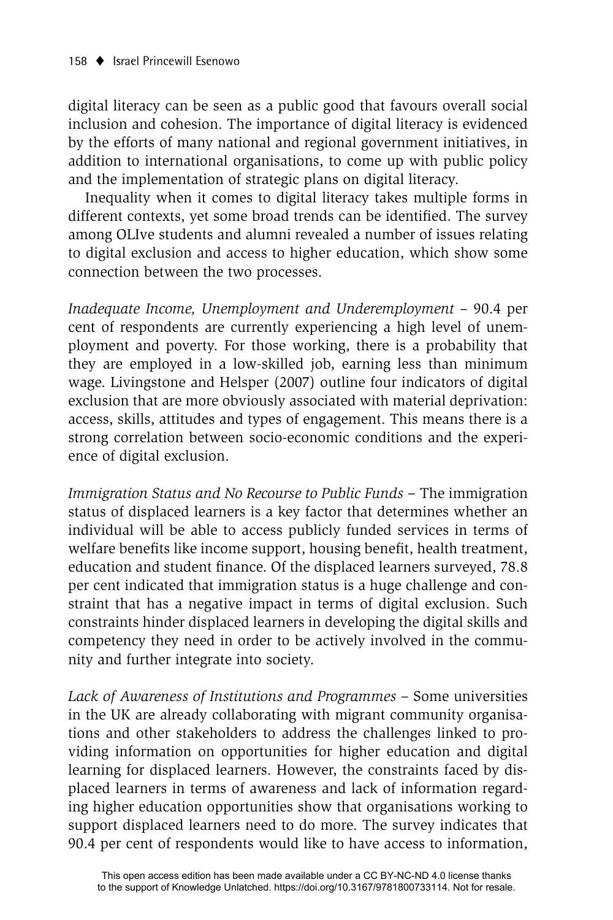digital literacy can be seen as a public good that favours overall social inclusion and cohesion. The importance of digital literacy is evidenced by the efforts of many national and regional government initiatives, in addition to international organisations, to come up with public policy and the implementation of strategic plans on digital literacy.

Inequality when it comes to digital literacy takes multiple forms in different contexts, yet some broad trends can be identified. The survey among OLIve students and alumni revealed a number of issues relating to digital exclusion and access to higher education, which show some connection between the two processes.

*Inadequate Income, Unemployment and Underemployment* – 90.4 per cent of respondents are currently experiencing a high level of unemployment and poverty. For those working, there is a probability that they are employed in a low-skilled job, earning less than minimum wage. Livingstone and Helsper (2007) outline four indicators of digital exclusion that are more obviously associated with material deprivation: access, skills, attitudes and types of engagement. This means there is a strong correlation between socio-economic conditions and the experience of digital exclusion.

*Immigration Status and No Recourse to Public Funds* – The immigration status of displaced learners is a key factor that determines whether an individual will be able to access publicly funded services in terms of welfare benefits like income support, housing benefit, health treatment, education and student finance. Of the displaced learners surveyed, 78.8 per cent indicated that immigration status is a huge challenge and constraint that has a negative impact in terms of digital exclusion. Such constraints hinder displaced learners in developing the digital skills and competency they need in order to be actively involved in the community and further integrate into society.

*Lack of Awareness of Institutions and Programmes* – Some universities in the UK are already collaborating with migrant community organisations and other stakeholders to address the challenges linked to providing information on opportunities for higher education and digital learning for displaced learners. However, the constraints faced by displaced learners in terms of awareness and lack of information regarding higher education opportunities show that organisations working to support displaced learners need to do more. The survey indicates that 90.4 per cent of respondents would like to have access to information,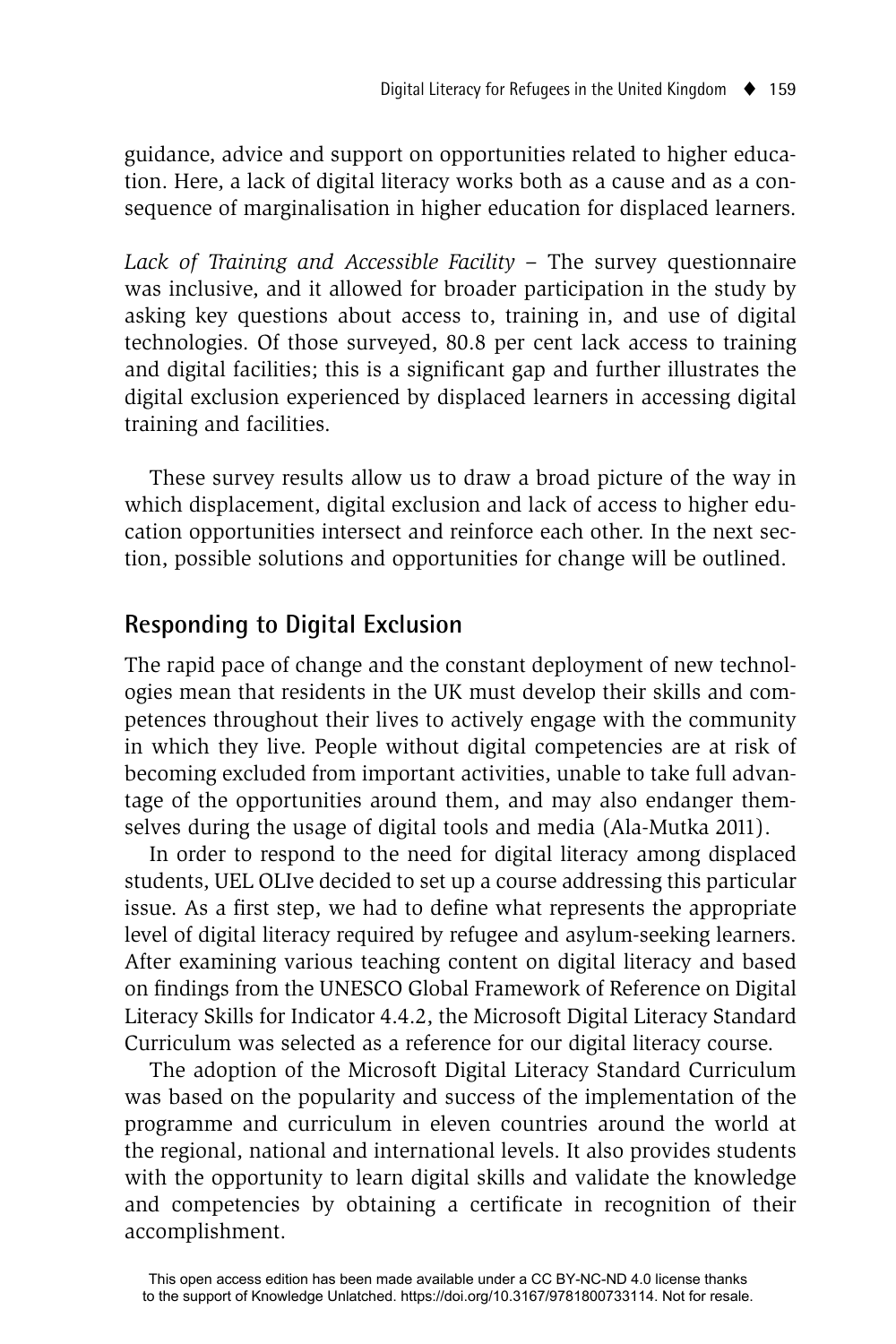guidance, advice and support on opportunities related to higher education. Here, a lack of digital literacy works both as a cause and as a consequence of marginalisation in higher education for displaced learners.

*Lack of Training and Accessible Facility* – The survey questionnaire was inclusive, and it allowed for broader participation in the study by asking key questions about access to, training in, and use of digital technologies. Of those surveyed, 80.8 per cent lack access to training and digital facilities; this is a significant gap and further illustrates the digital exclusion experienced by displaced learners in accessing digital training and facilities.

These survey results allow us to draw a broad picture of the way in which displacement, digital exclusion and lack of access to higher education opportunities intersect and reinforce each other. In the next section, possible solutions and opportunities for change will be outlined.

## Responding to Digital Exclusion

The rapid pace of change and the constant deployment of new technologies mean that residents in the UK must develop their skills and competences throughout their lives to actively engage with the community in which they live. People without digital competencies are at risk of becoming excluded from important activities, unable to take full advantage of the opportunities around them, and may also endanger themselves during the usage of digital tools and media (Ala-Mutka 2011).

In order to respond to the need for digital literacy among displaced students, UEL OLIve decided to set up a course addressing this particular issue. As a first step, we had to define what represents the appropriate level of digital literacy required by refugee and asylum-seeking learners. After examining various teaching content on digital literacy and based on findings from the UNESCO Global Framework of Reference on Digital Literacy Skills for Indicator 4.4.2, the Microsoft Digital Literacy Standard Curriculum was selected as a reference for our digital literacy course.

The adoption of the Microsoft Digital Literacy Standard Curriculum was based on the popularity and success of the implementation of the programme and curriculum in eleven countries around the world at the regional, national and international levels. It also provides students with the opportunity to learn digital skills and validate the knowledge and competencies by obtaining a certificate in recognition of their accomplishment.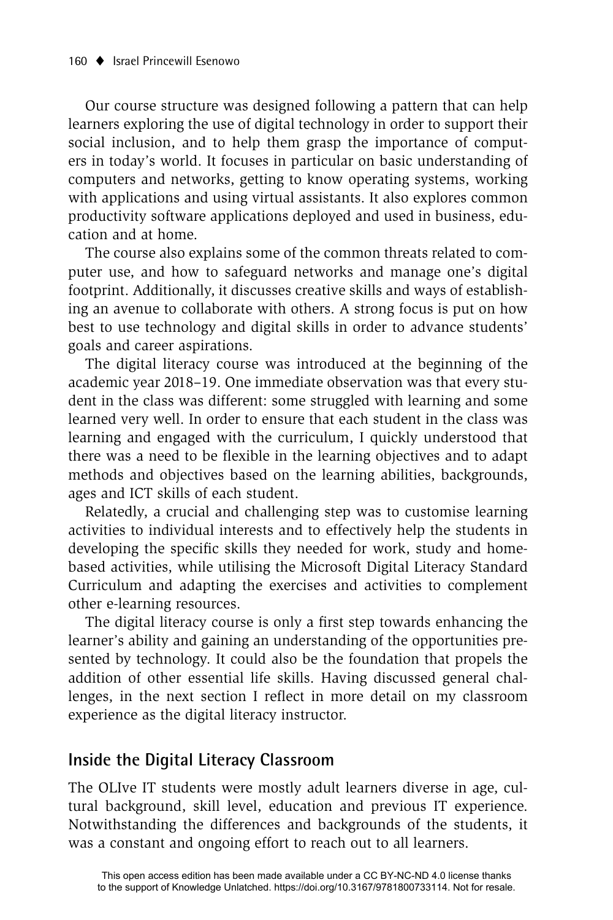Our course structure was designed following a pattern that can help learners exploring the use of digital technology in order to support their social inclusion, and to help them grasp the importance of computers in today's world. It focuses in particular on basic understanding of computers and networks, getting to know operating systems, working with applications and using virtual assistants. It also explores common productivity software applications deployed and used in business, education and at home.

The course also explains some of the common threats related to computer use, and how to safeguard networks and manage one's digital footprint. Additionally, it discusses creative skills and ways of establishing an avenue to collaborate with others. A strong focus is put on how best to use technology and digital skills in order to advance students' goals and career aspirations.

The digital literacy course was introduced at the beginning of the academic year 2018–19. One immediate observation was that every student in the class was different: some struggled with learning and some learned very well. In order to ensure that each student in the class was learning and engaged with the curriculum, I quickly understood that there was a need to be flexible in the learning objectives and to adapt methods and objectives based on the learning abilities, backgrounds, ages and ICT skills of each student.

Relatedly, a crucial and challenging step was to customise learning activities to individual interests and to effectively help the students in developing the specific skills they needed for work, study and home-based activities, while utilising the Microsoft Digital Literacy Standard Curriculum and adapting the exercises and activities to complement other e-learning resources.

The digital literacy course is only a first step towards enhancing the learner's ability and gaining an understanding of the opportunities presented by technology. It could also be the foundation that propels the addition of other essential life skills. Having discussed general challenges, in the next section I reflect in more detail on my classroom experience as the digital literacy instructor.

## Inside the Digital Literacy Classroom

The OLIve IT students were mostly adult learners diverse in age, cultural background, skill level, education and previous IT experience. Notwithstanding the differences and backgrounds of the students, it was a constant and ongoing effort to reach out to all learners.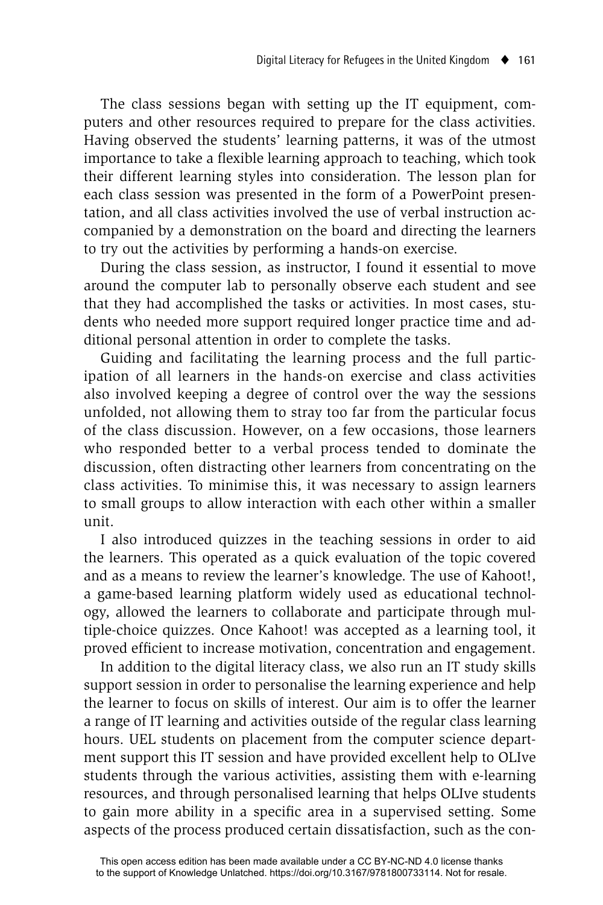The class sessions began with setting up the IT equipment, computers and other resources required to prepare for the class activities. Having observed the students' learning patterns, it was of the utmost importance to take a flexible learning approach to teaching, which took their different learning styles into consideration. The lesson plan for each class session was presented in the form of a PowerPoint presentation, and all class activities involved the use of verbal instruction accompanied by a demonstration on the board and directing the learners to try out the activities by performing a hands-on exercise.

During the class session, as instructor, I found it essential to move around the computer lab to personally observe each student and see that they had accomplished the tasks or activities. In most cases, students who needed more support required longer practice time and additional personal attention in order to complete the tasks.

Guiding and facilitating the learning process and the full participation of all learners in the hands-on exercise and class activities also involved keeping a degree of control over the way the sessions unfolded, not allowing them to stray too far from the particular focus of the class discussion. However, on a few occasions, those learners who responded better to a verbal process tended to dominate the discussion, often distracting other learners from concentrating on the class activities. To minimise this, it was necessary to assign learners to small groups to allow interaction with each other within a smaller unit.

I also introduced quizzes in the teaching sessions in order to aid the learners. This operated as a quick evaluation of the topic covered and as a means to review the learner's knowledge. The use of Kahoot!, a game-based learning platform widely used as educational technology, allowed the learners to collaborate and participate through multiple-choice quizzes. Once Kahoot! was accepted as a learning tool, it proved efficient to increase motivation, concentration and engagement.

In addition to the digital literacy class, we also run an IT study skills support session in order to personalise the learning experience and help the learner to focus on skills of interest. Our aim is to offer the learner a range of IT learning and activities outside of the regular class learning hours. UEL students on placement from the computer science department support this IT session and have provided excellent help to OLIve students through the various activities, assisting them with e-learning resources, and through personalised learning that helps OLIve students to gain more ability in a specific area in a supervised setting. Some aspects of the process produced certain dissatisfaction, such as the con-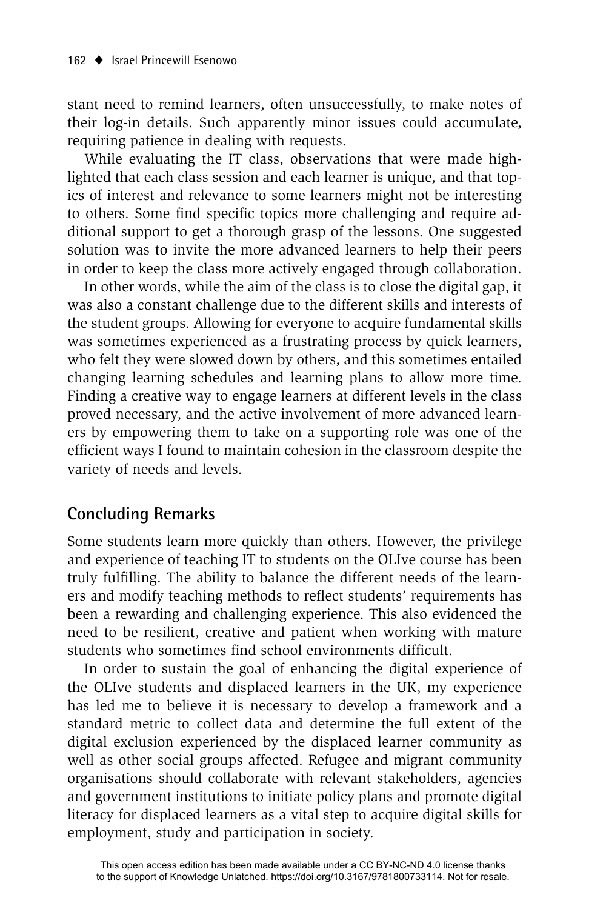stant need to remind learners, often unsuccessfully, to make notes of their log-in details. Such apparently minor issues could accumulate, requiring patience in dealing with requests.

While evaluating the IT class, observations that were made highlighted that each class session and each learner is unique, and that topics of interest and relevance to some learners might not be interesting to others. Some find specific topics more challenging and require additional support to get a thorough grasp of the lessons. One suggested solution was to invite the more advanced learners to help their peers in order to keep the class more actively engaged through collaboration.

In other words, while the aim of the class is to close the digital gap, it was also a constant challenge due to the different skills and interests of the student groups. Allowing for everyone to acquire fundamental skills was sometimes experienced as a frustrating process by quick learners, who felt they were slowed down by others, and this sometimes entailed changing learning schedules and learning plans to allow more time. Finding a creative way to engage learners at different levels in the class proved necessary, and the active involvement of more advanced learners by empowering them to take on a supporting role was one of the efficient ways I found to maintain cohesion in the classroom despite the variety of needs and levels.

## Concluding Remarks

Some students learn more quickly than others. However, the privilege and experience of teaching IT to students on the OLIve course has been truly fulfilling. The ability to balance the different needs of the learners and modify teaching methods to reflect students' requirements has been a rewarding and challenging experience. This also evidenced the need to be resilient, creative and patient when working with mature students who sometimes find school environments difficult.

In order to sustain the goal of enhancing the digital experience of the OLIve students and displaced learners in the UK, my experience has led me to believe it is necessary to develop a framework and a standard metric to collect data and determine the full extent of the digital exclusion experienced by the displaced learner community as well as other social groups affected. Refugee and migrant community organisations should collaborate with relevant stakeholders, agencies and government institutions to initiate policy plans and promote digital literacy for displaced learners as a vital step to acquire digital skills for employment, study and participation in society.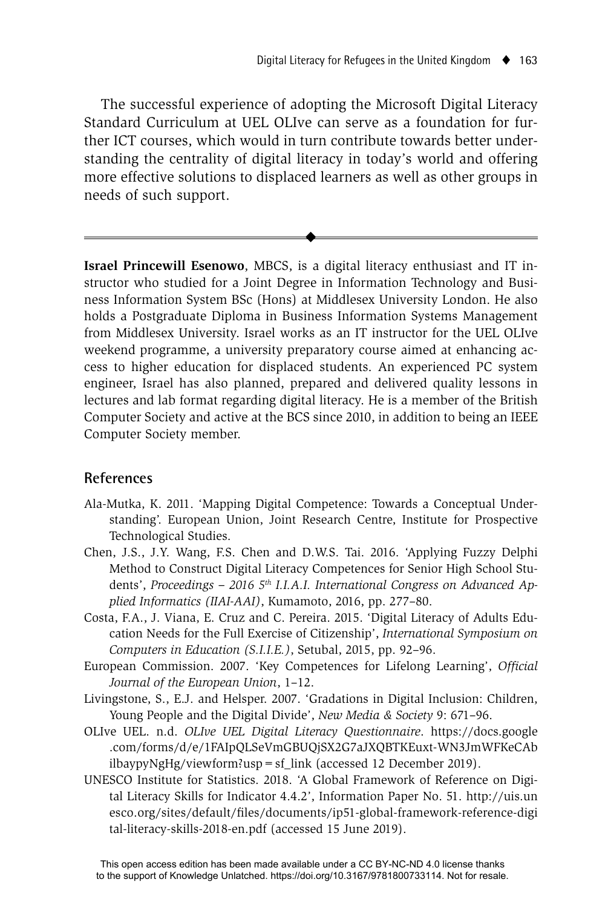The successful experience of adopting the Microsoft Digital Literacy Standard Curriculum at UEL OLIve can serve as a foundation for further ICT courses, which would in turn contribute towards better understanding the centrality of digital literacy in today's world and offering more effective solutions to displaced learners as well as other groups in needs of such support.

---

**Israel Princewill Esenowo**, MBCS, is a digital literacy enthusiast and IT instructor who studied for a Joint Degree in Information Technology and Business Information System BSc (Hons) at Middlesex University London. He also holds a Postgraduate Diploma in Business Information Systems Management from Middlesex University. Israel works as an IT instructor for the UEL OLIve weekend programme, a university preparatory course aimed at enhancing access to higher education for displaced students. An experienced PC system engineer, Israel has also planned, prepared and delivered quality lessons in lectures and lab format regarding digital literacy. He is a member of the British Computer Society and active at the BCS since 2010, in addition to being an IEEE Computer Society member.

## References

Ala-Mutka, K. 2011. 'Mapping Digital Competence: Towards a Conceptual Understanding'. European Union, Joint Research Centre, Institute for Prospective Technological Studies.

Chen, J.S., J.Y. Wang, F.S. Chen and D.W.S. Tai. 2016. 'Applying Fuzzy Delphi Method to Construct Digital Literacy Competences for Senior High School Students', *Proceedings – 2016 5th I.I.A.I. International Congress on Advanced Applied Informatics (IIAI-AAI)*, Kumamoto, 2016, pp. 277–80.

Costa, F.A., J. Viana, E. Cruz and C. Pereira. 2015. 'Digital Literacy of Adults Education Needs for the Full Exercise of Citizenship', *International Symposium on Computers in Education (S.I.I.E.)*, Setubal, 2015, pp. 92–96.

European Commission. 2007. 'Key Competences for Lifelong Learning', *Official Journal of the European Union*, 1–12.

Livingstone, S., E.J. and Helsper. 2007. 'Gradations in Digital Inclusion: Children, Young People and the Digital Divide', *New Media & Society* 9: 671–96.

OLIve UEL. n.d. *OLIve UEL Digital Literacy Questionnaire*. https://docs.google.com/forms/d/e/1FAIpQLSeVmGBUQjSX2G7aJXQBTKEuxt-WN3JmWFKeCAbilbaypyNgHg/viewform?usp=sf_link (accessed 12 December 2019).

UNESCO Institute for Statistics. 2018. 'A Global Framework of Reference on Digital Literacy Skills for Indicator 4.4.2', Information Paper No. 51. http://uis.unesco.org/sites/default/files/documents/ip51-global-framework-reference-digital-literacy-skills-2018-en.pdf (accessed 15 June 2019).

This open access edition has been made available under a CC BY-NC-ND 4.0 license thanks to the support of Knowledge Unlatched. https://doi.org/10.3167/9781800733114. Not for resale.